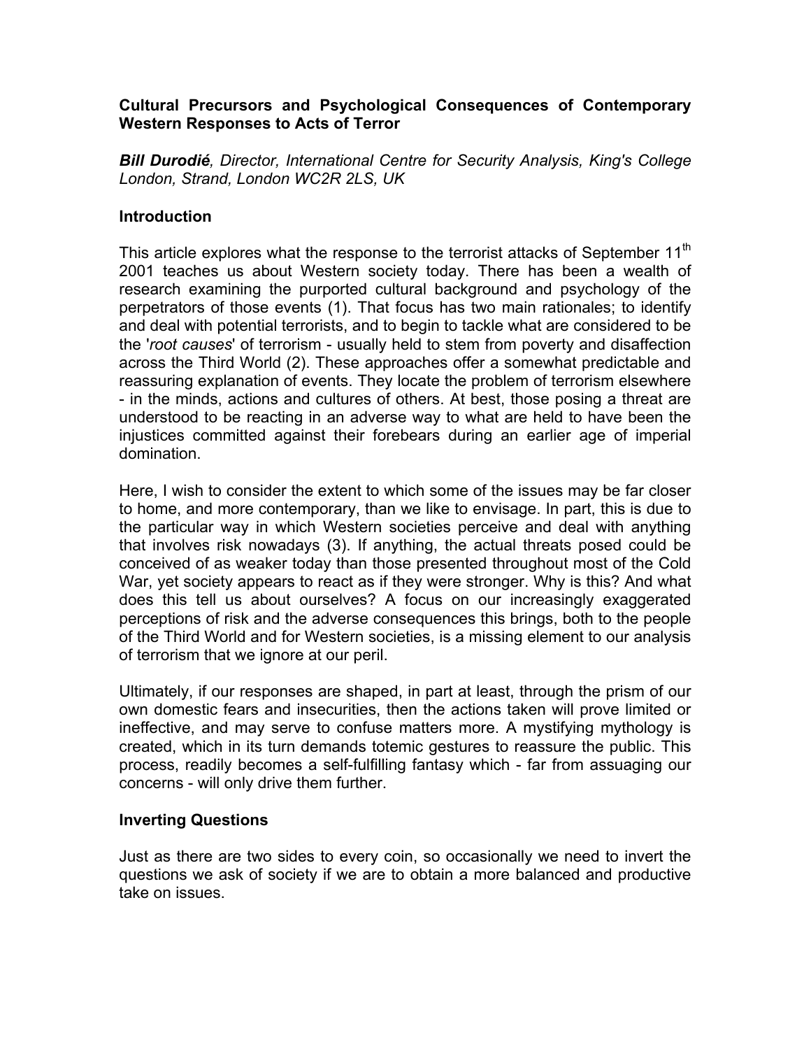# Cultural Precursors and Psychological Consequences of Contemporary Western Responses to Acts of Terror

***Bill Durodié**, Director, International Centre for Security Analysis, King's College London, Strand, London WC2R 2LS, UK*

## Introduction

This article explores what the response to the terrorist attacks of September 11th 2001 teaches us about Western society today. There has been a wealth of research examining the purported cultural background and psychology of the perpetrators of those events (1). That focus has two main rationales; to identify and deal with potential terrorists, and to begin to tackle what are considered to be the '*root causes*' of terrorism - usually held to stem from poverty and disaffection across the Third World (2). These approaches offer a somewhat predictable and reassuring explanation of events. They locate the problem of terrorism elsewhere - in the minds, actions and cultures of others. At best, those posing a threat are understood to be reacting in an adverse way to what are held to have been the injustices committed against their forebears during an earlier age of imperial domination.

Here, I wish to consider the extent to which some of the issues may be far closer to home, and more contemporary, than we like to envisage. In part, this is due to the particular way in which Western societies perceive and deal with anything that involves risk nowadays (3). If anything, the actual threats posed could be conceived of as weaker today than those presented throughout most of the Cold War, yet society appears to react as if they were stronger. Why is this? And what does this tell us about ourselves? A focus on our increasingly exaggerated perceptions of risk and the adverse consequences this brings, both to the people of the Third World and for Western societies, is a missing element to our analysis of terrorism that we ignore at our peril.

Ultimately, if our responses are shaped, in part at least, through the prism of our own domestic fears and insecurities, then the actions taken will prove limited or ineffective, and may serve to confuse matters more. A mystifying mythology is created, which in its turn demands totemic gestures to reassure the public. This process, readily becomes a self-fulfilling fantasy which - far from assuaging our concerns - will only drive them further.

## Inverting Questions

Just as there are two sides to every coin, so occasionally we need to invert the questions we ask of society if we are to obtain a more balanced and productive take on issues.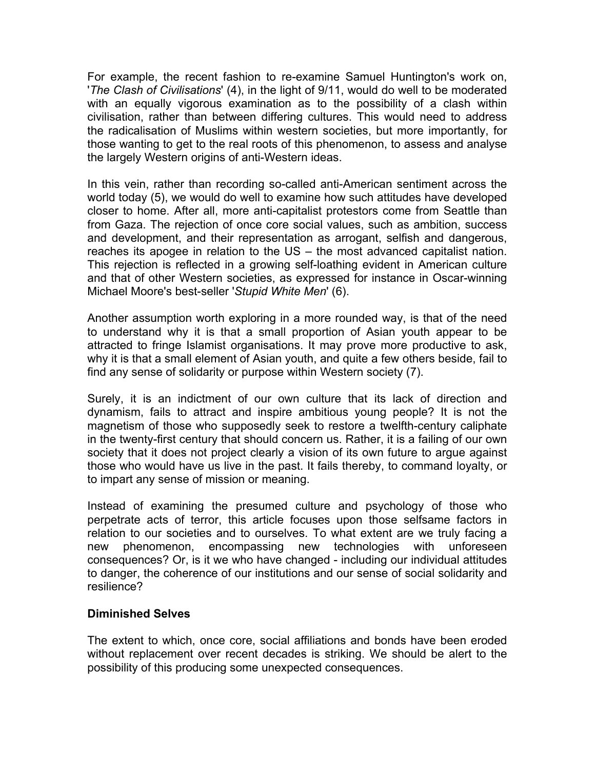For example, the recent fashion to re-examine Samuel Huntington's work on, '*The Clash of Civilisations*' (4), in the light of 9/11, would do well to be moderated with an equally vigorous examination as to the possibility of a clash within civilisation, rather than between differing cultures. This would need to address the radicalisation of Muslims within western societies, but more importantly, for those wanting to get to the real roots of this phenomenon, to assess and analyse the largely Western origins of anti-Western ideas.

In this vein, rather than recording so-called anti-American sentiment across the world today (5), we would do well to examine how such attitudes have developed closer to home. After all, more anti-capitalist protestors come from Seattle than from Gaza. The rejection of once core social values, such as ambition, success and development, and their representation as arrogant, selfish and dangerous, reaches its apogee in relation to the US – the most advanced capitalist nation. This rejection is reflected in a growing self-loathing evident in American culture and that of other Western societies, as expressed for instance in Oscar-winning Michael Moore's best-seller '*Stupid White Men*' (6).

Another assumption worth exploring in a more rounded way, is that of the need to understand why it is that a small proportion of Asian youth appear to be attracted to fringe Islamist organisations. It may prove more productive to ask, why it is that a small element of Asian youth, and quite a few others beside, fail to find any sense of solidarity or purpose within Western society (7).

Surely, it is an indictment of our own culture that its lack of direction and dynamism, fails to attract and inspire ambitious young people? It is not the magnetism of those who supposedly seek to restore a twelfth-century caliphate in the twenty-first century that should concern us. Rather, it is a failing of our own society that it does not project clearly a vision of its own future to argue against those who would have us live in the past. It fails thereby, to command loyalty, or to impart any sense of mission or meaning.

Instead of examining the presumed culture and psychology of those who perpetrate acts of terror, this article focuses upon those selfsame factors in relation to our societies and to ourselves. To what extent are we truly facing a new phenomenon, encompassing new technologies with unforeseen consequences? Or, is it we who have changed - including our individual attitudes to danger, the coherence of our institutions and our sense of social solidarity and resilience?

## Diminished Selves

The extent to which, once core, social affiliations and bonds have been eroded without replacement over recent decades is striking. We should be alert to the possibility of this producing some unexpected consequences.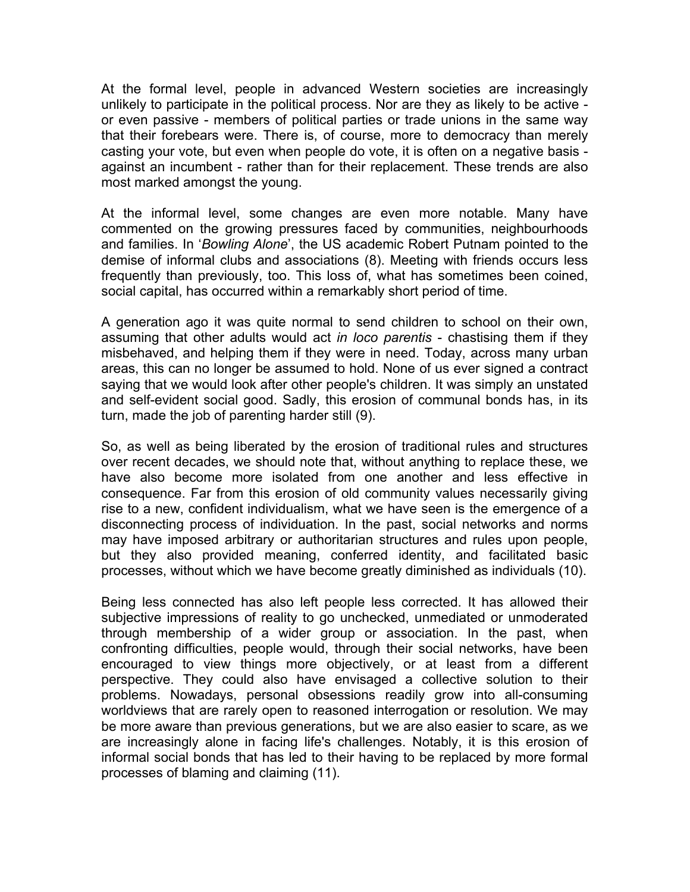At the formal level, people in advanced Western societies are increasingly unlikely to participate in the political process. Nor are they as likely to be active - or even passive - members of political parties or trade unions in the same way that their forebears were. There is, of course, more to democracy than merely casting your vote, but even when people do vote, it is often on a negative basis - against an incumbent - rather than for their replacement. These trends are also most marked amongst the young.

At the informal level, some changes are even more notable. Many have commented on the growing pressures faced by communities, neighbourhoods and families. In '*Bowling Alone*', the US academic Robert Putnam pointed to the demise of informal clubs and associations (8). Meeting with friends occurs less frequently than previously, too. This loss of, what has sometimes been coined, social capital, has occurred within a remarkably short period of time.

A generation ago it was quite normal to send children to school on their own, assuming that other adults would act *in loco parentis* - chastising them if they misbehaved, and helping them if they were in need. Today, across many urban areas, this can no longer be assumed to hold. None of us ever signed a contract saying that we would look after other people's children. It was simply an unstated and self-evident social good. Sadly, this erosion of communal bonds has, in its turn, made the job of parenting harder still (9).

So, as well as being liberated by the erosion of traditional rules and structures over recent decades, we should note that, without anything to replace these, we have also become more isolated from one another and less effective in consequence. Far from this erosion of old community values necessarily giving rise to a new, confident individualism, what we have seen is the emergence of a disconnecting process of individuation. In the past, social networks and norms may have imposed arbitrary or authoritarian structures and rules upon people, but they also provided meaning, conferred identity, and facilitated basic processes, without which we have become greatly diminished as individuals (10).

Being less connected has also left people less corrected. It has allowed their subjective impressions of reality to go unchecked, unmediated or unmoderated through membership of a wider group or association. In the past, when confronting difficulties, people would, through their social networks, have been encouraged to view things more objectively, or at least from a different perspective. They could also have envisaged a collective solution to their problems. Nowadays, personal obsessions readily grow into all-consuming worldviews that are rarely open to reasoned interrogation or resolution. We may be more aware than previous generations, but we are also easier to scare, as we are increasingly alone in facing life's challenges. Notably, it is this erosion of informal social bonds that has led to their having to be replaced by more formal processes of blaming and claiming (11).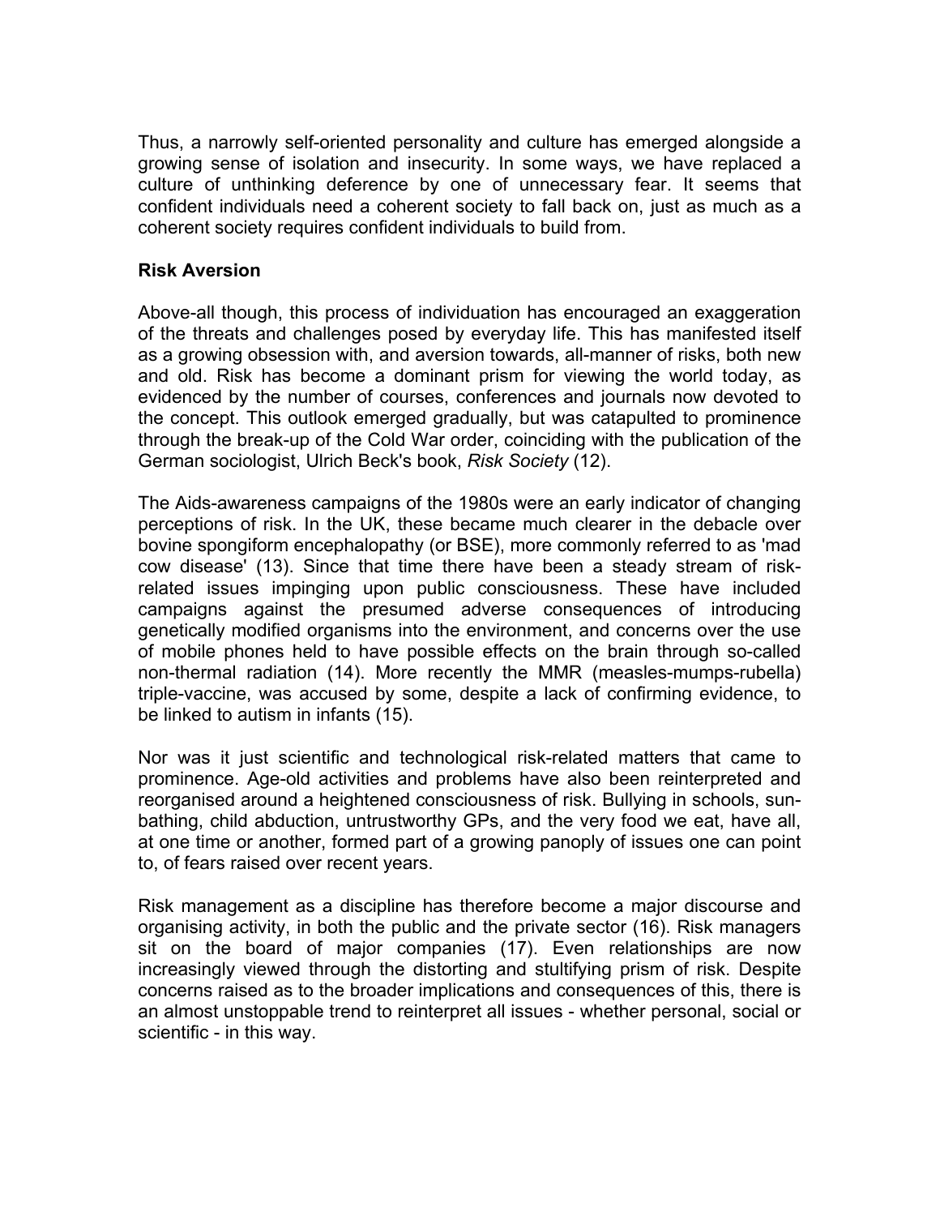Thus, a narrowly self-oriented personality and culture has emerged alongside a growing sense of isolation and insecurity. In some ways, we have replaced a culture of unthinking deference by one of unnecessary fear. It seems that confident individuals need a coherent society to fall back on, just as much as a coherent society requires confident individuals to build from.

**Risk Aversion**

Above-all though, this process of individuation has encouraged an exaggeration of the threats and challenges posed by everyday life. This has manifested itself as a growing obsession with, and aversion towards, all-manner of risks, both new and old. Risk has become a dominant prism for viewing the world today, as evidenced by the number of courses, conferences and journals now devoted to the concept. This outlook emerged gradually, but was catapulted to prominence through the break-up of the Cold War order, coinciding with the publication of the German sociologist, Ulrich Beck's book, *Risk Society* (12).

The Aids-awareness campaigns of the 1980s were an early indicator of changing perceptions of risk. In the UK, these became much clearer in the debacle over bovine spongiform encephalopathy (or BSE), more commonly referred to as 'mad cow disease' (13). Since that time there have been a steady stream of risk-related issues impinging upon public consciousness. These have included campaigns against the presumed adverse consequences of introducing genetically modified organisms into the environment, and concerns over the use of mobile phones held to have possible effects on the brain through so-called non-thermal radiation (14). More recently the MMR (measles-mumps-rubella) triple-vaccine, was accused by some, despite a lack of confirming evidence, to be linked to autism in infants (15).

Nor was it just scientific and technological risk-related matters that came to prominence. Age-old activities and problems have also been reinterpreted and reorganised around a heightened consciousness of risk. Bullying in schools, sun-bathing, child abduction, untrustworthy GPs, and the very food we eat, have all, at one time or another, formed part of a growing panoply of issues one can point to, of fears raised over recent years.

Risk management as a discipline has therefore become a major discourse and organising activity, in both the public and the private sector (16). Risk managers sit on the board of major companies (17). Even relationships are now increasingly viewed through the distorting and stultifying prism of risk. Despite concerns raised as to the broader implications and consequences of this, there is an almost unstoppable trend to reinterpret all issues - whether personal, social or scientific - in this way.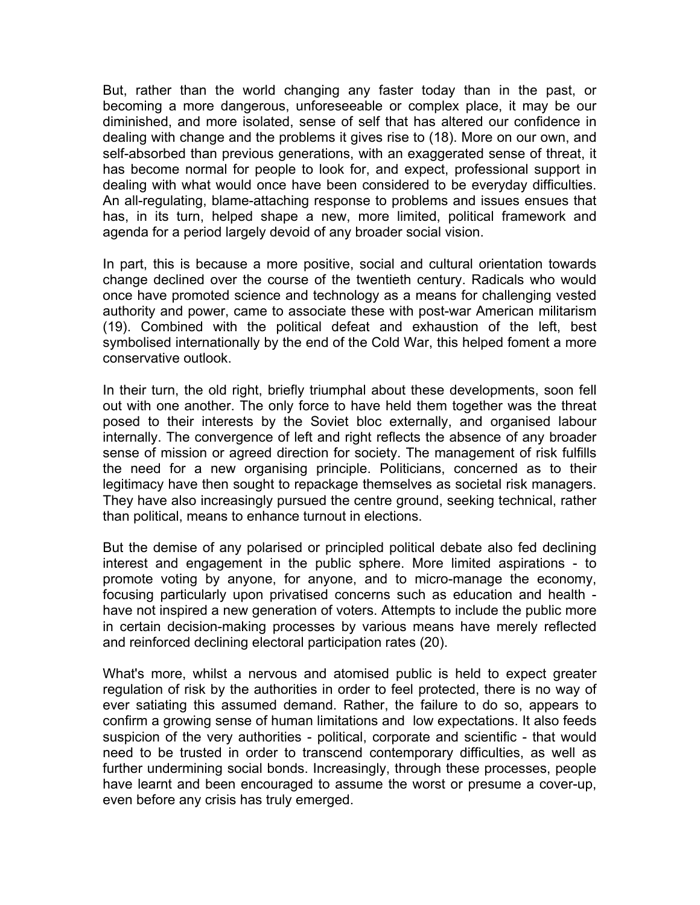But, rather than the world changing any faster today than in the past, or becoming a more dangerous, unforeseeable or complex place, it may be our diminished, and more isolated, sense of self that has altered our confidence in dealing with change and the problems it gives rise to (18). More on our own, and self-absorbed than previous generations, with an exaggerated sense of threat, it has become normal for people to look for, and expect, professional support in dealing with what would once have been considered to be everyday difficulties. An all-regulating, blame-attaching response to problems and issues ensues that has, in its turn, helped shape a new, more limited, political framework and agenda for a period largely devoid of any broader social vision.

In part, this is because a more positive, social and cultural orientation towards change declined over the course of the twentieth century. Radicals who would once have promoted science and technology as a means for challenging vested authority and power, came to associate these with post-war American militarism (19). Combined with the political defeat and exhaustion of the left, best symbolised internationally by the end of the Cold War, this helped foment a more conservative outlook.

In their turn, the old right, briefly triumphal about these developments, soon fell out with one another. The only force to have held them together was the threat posed to their interests by the Soviet bloc externally, and organised labour internally. The convergence of left and right reflects the absence of any broader sense of mission or agreed direction for society. The management of risk fulfills the need for a new organising principle. Politicians, concerned as to their legitimacy have then sought to repackage themselves as societal risk managers. They have also increasingly pursued the centre ground, seeking technical, rather than political, means to enhance turnout in elections.

But the demise of any polarised or principled political debate also fed declining interest and engagement in the public sphere. More limited aspirations - to promote voting by anyone, for anyone, and to micro-manage the economy, focusing particularly upon privatised concerns such as education and health - have not inspired a new generation of voters. Attempts to include the public more in certain decision-making processes by various means have merely reflected and reinforced declining electoral participation rates (20).

What's more, whilst a nervous and atomised public is held to expect greater regulation of risk by the authorities in order to feel protected, there is no way of ever satiating this assumed demand. Rather, the failure to do so, appears to confirm a growing sense of human limitations and low expectations. It also feeds suspicion of the very authorities - political, corporate and scientific - that would need to be trusted in order to transcend contemporary difficulties, as well as further undermining social bonds. Increasingly, through these processes, people have learnt and been encouraged to assume the worst or presume a cover-up, even before any crisis has truly emerged.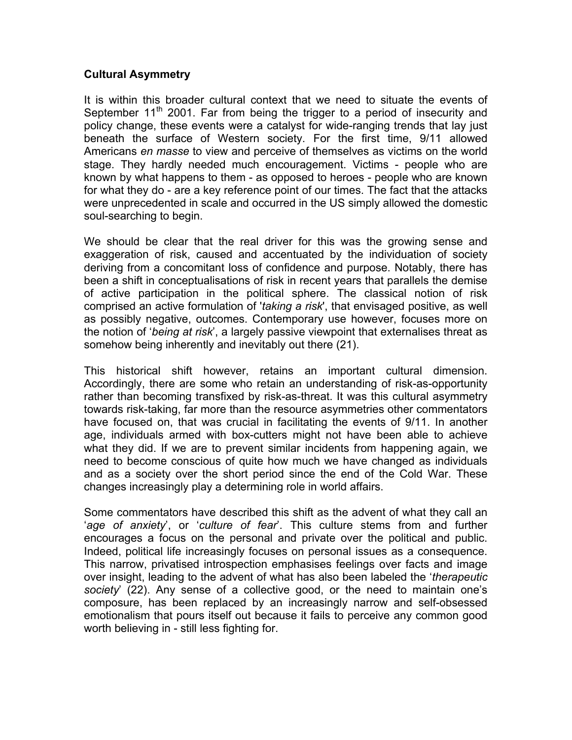## Cultural Asymmetry

It is within this broader cultural context that we need to situate the events of September 11th 2001. Far from being the trigger to a period of insecurity and policy change, these events were a catalyst for wide-ranging trends that lay just beneath the surface of Western society. For the first time, 9/11 allowed Americans *en masse* to view and perceive of themselves as victims on the world stage. They hardly needed much encouragement. Victims - people who are known by what happens to them - as opposed to heroes - people who are known for what they do - are a key reference point of our times. The fact that the attacks were unprecedented in scale and occurred in the US simply allowed the domestic soul-searching to begin.

We should be clear that the real driver for this was the growing sense and exaggeration of risk, caused and accentuated by the individuation of society deriving from a concomitant loss of confidence and purpose. Notably, there has been a shift in conceptualisations of risk in recent years that parallels the demise of active participation in the political sphere. The classical notion of risk comprised an active formulation of '*taking a risk*', that envisaged positive, as well as possibly negative, outcomes. Contemporary use however, focuses more on the notion of '*being at risk*', a largely passive viewpoint that externalises threat as somehow being inherently and inevitably out there (21).

This historical shift however, retains an important cultural dimension. Accordingly, there are some who retain an understanding of risk-as-opportunity rather than becoming transfixed by risk-as-threat. It was this cultural asymmetry towards risk-taking, far more than the resource asymmetries other commentators have focused on, that was crucial in facilitating the events of 9/11. In another age, individuals armed with box-cutters might not have been able to achieve what they did. If we are to prevent similar incidents from happening again, we need to become conscious of quite how much we have changed as individuals and as a society over the short period since the end of the Cold War. These changes increasingly play a determining role in world affairs.

Some commentators have described this shift as the advent of what they call an '*age of anxiety*', or '*culture of fear*'. This culture stems from and further encourages a focus on the personal and private over the political and public. Indeed, political life increasingly focuses on personal issues as a consequence. This narrow, privatised introspection emphasises feelings over facts and image over insight, leading to the advent of what has also been labeled the '*therapeutic society*' (22). Any sense of a collective good, or the need to maintain one's composure, has been replaced by an increasingly narrow and self-obsessed emotionalism that pours itself out because it fails to perceive any common good worth believing in - still less fighting for.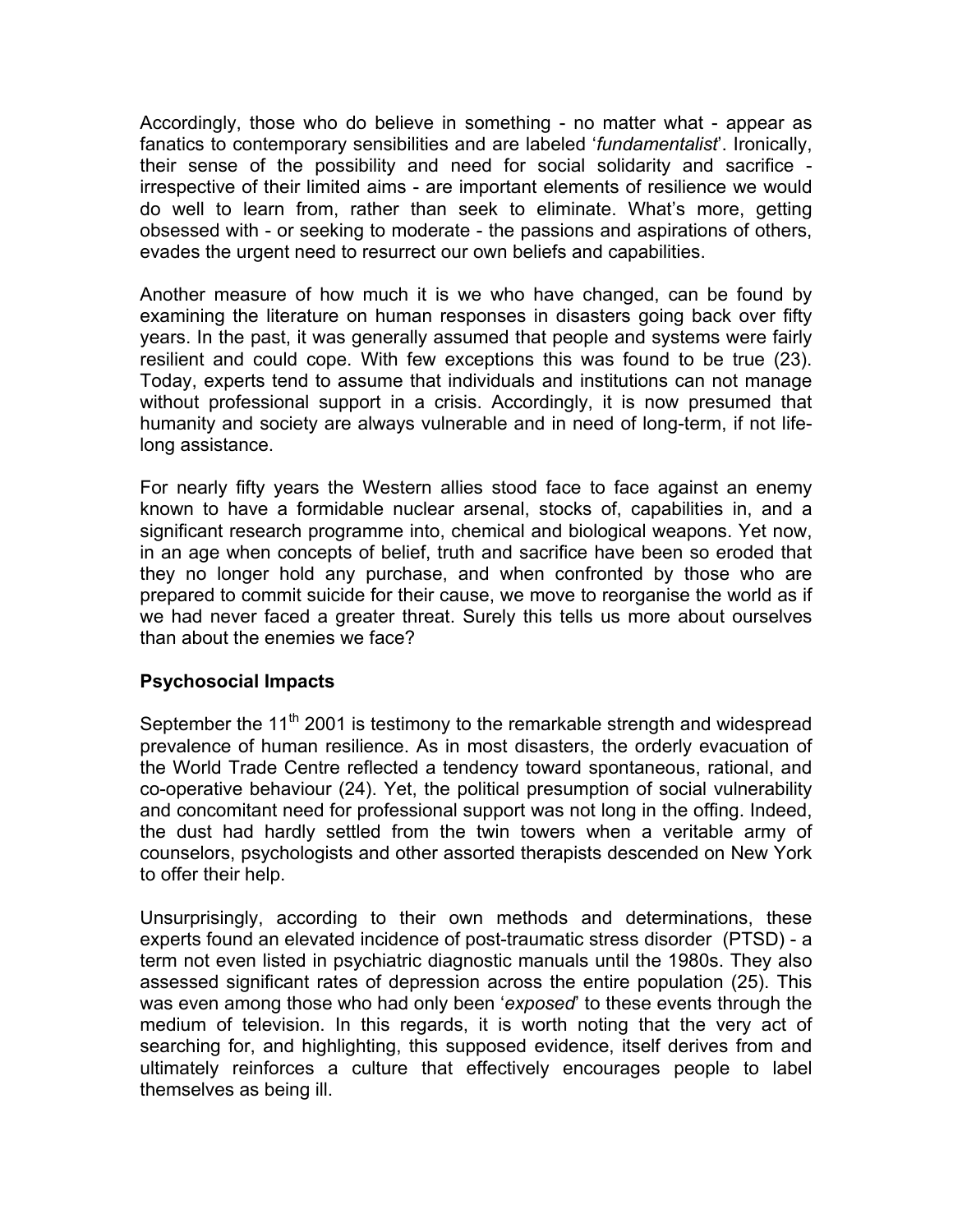Accordingly, those who do believe in something - no matter what - appear as fanatics to contemporary sensibilities and are labeled '*fundamentalist*'. Ironically, their sense of the possibility and need for social solidarity and sacrifice - irrespective of their limited aims - are important elements of resilience we would do well to learn from, rather than seek to eliminate. What's more, getting obsessed with - or seeking to moderate - the passions and aspirations of others, evades the urgent need to resurrect our own beliefs and capabilities.

Another measure of how much it is we who have changed, can be found by examining the literature on human responses in disasters going back over fifty years. In the past, it was generally assumed that people and systems were fairly resilient and could cope. With few exceptions this was found to be true (23). Today, experts tend to assume that individuals and institutions can not manage without professional support in a crisis. Accordingly, it is now presumed that humanity and society are always vulnerable and in need of long-term, if not life-long assistance.

For nearly fifty years the Western allies stood face to face against an enemy known to have a formidable nuclear arsenal, stocks of, capabilities in, and a significant research programme into, chemical and biological weapons. Yet now, in an age when concepts of belief, truth and sacrifice have been so eroded that they no longer hold any purchase, and when confronted by those who are prepared to commit suicide for their cause, we move to reorganise the world as if we had never faced a greater threat. Surely this tells us more about ourselves than about the enemies we face?

## Psychosocial Impacts

September the 11th 2001 is testimony to the remarkable strength and widespread prevalence of human resilience. As in most disasters, the orderly evacuation of the World Trade Centre reflected a tendency toward spontaneous, rational, and co-operative behaviour (24). Yet, the political presumption of social vulnerability and concomitant need for professional support was not long in the offing. Indeed, the dust had hardly settled from the twin towers when a veritable army of counselors, psychologists and other assorted therapists descended on New York to offer their help.

Unsurprisingly, according to their own methods and determinations, these experts found an elevated incidence of post-traumatic stress disorder (PTSD) - a term not even listed in psychiatric diagnostic manuals until the 1980s. They also assessed significant rates of depression across the entire population (25). This was even among those who had only been '*exposed*' to these events through the medium of television. In this regards, it is worth noting that the very act of searching for, and highlighting, this supposed evidence, itself derives from and ultimately reinforces a culture that effectively encourages people to label themselves as being ill.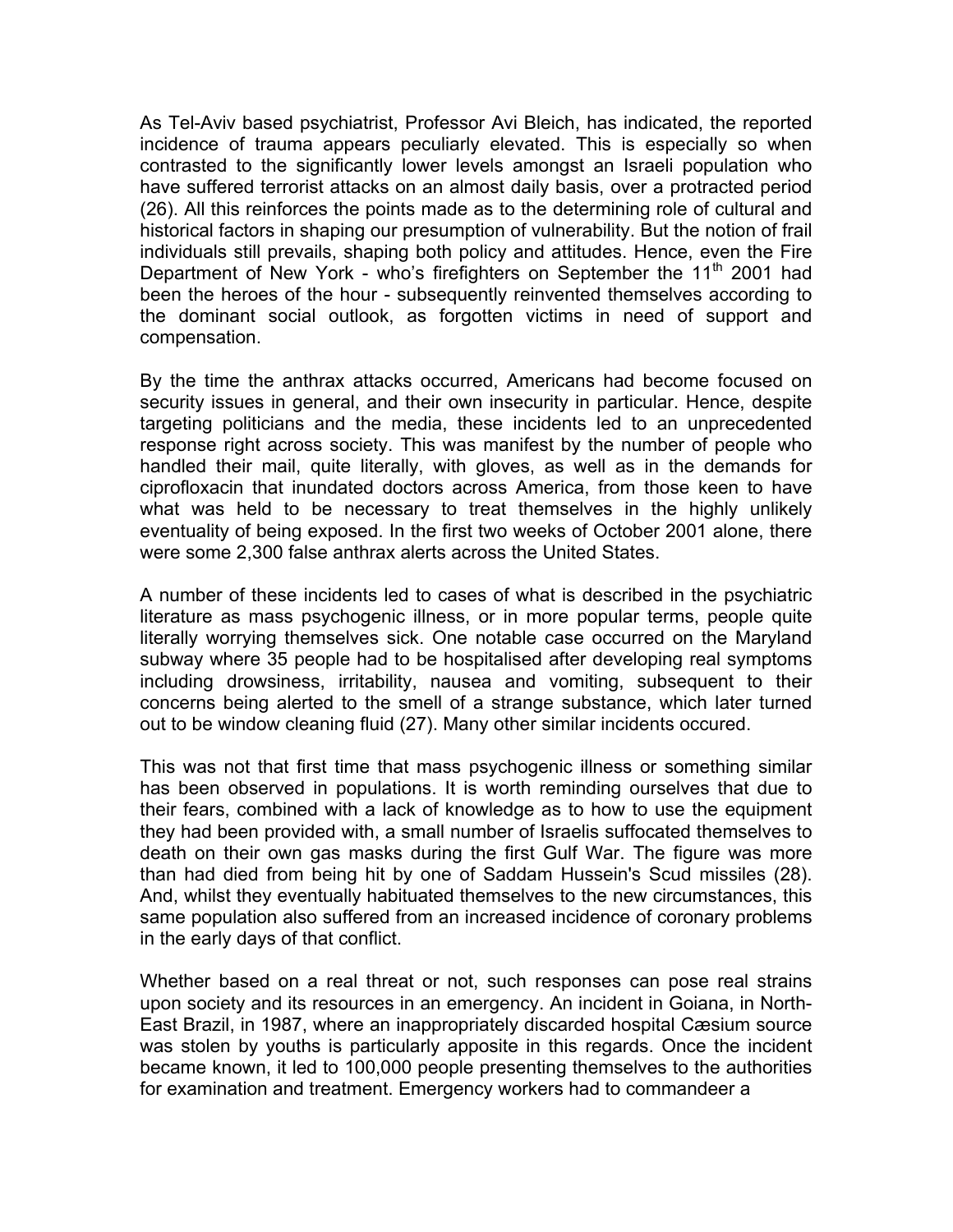As Tel-Aviv based psychiatrist, Professor Avi Bleich, has indicated, the reported incidence of trauma appears peculiarly elevated. This is especially so when contrasted to the significantly lower levels amongst an Israeli population who have suffered terrorist attacks on an almost daily basis, over a protracted period (26). All this reinforces the points made as to the determining role of cultural and historical factors in shaping our presumption of vulnerability. But the notion of frail individuals still prevails, shaping both policy and attitudes. Hence, even the Fire Department of New York - who's firefighters on September the 11th 2001 had been the heroes of the hour - subsequently reinvented themselves according to the dominant social outlook, as forgotten victims in need of support and compensation.

By the time the anthrax attacks occurred, Americans had become focused on security issues in general, and their own insecurity in particular. Hence, despite targeting politicians and the media, these incidents led to an unprecedented response right across society. This was manifest by the number of people who handled their mail, quite literally, with gloves, as well as in the demands for ciprofloxacin that inundated doctors across America, from those keen to have what was held to be necessary to treat themselves in the highly unlikely eventuality of being exposed. In the first two weeks of October 2001 alone, there were some 2,300 false anthrax alerts across the United States.

A number of these incidents led to cases of what is described in the psychiatric literature as mass psychogenic illness, or in more popular terms, people quite literally worrying themselves sick. One notable case occurred on the Maryland subway where 35 people had to be hospitalised after developing real symptoms including drowsiness, irritability, nausea and vomiting, subsequent to their concerns being alerted to the smell of a strange substance, which later turned out to be window cleaning fluid (27). Many other similar incidents occured.

This was not that first time that mass psychogenic illness or something similar has been observed in populations. It is worth reminding ourselves that due to their fears, combined with a lack of knowledge as to how to use the equipment they had been provided with, a small number of Israelis suffocated themselves to death on their own gas masks during the first Gulf War. The figure was more than had died from being hit by one of Saddam Hussein's Scud missiles (28). And, whilst they eventually habituated themselves to the new circumstances, this same population also suffered from an increased incidence of coronary problems in the early days of that conflict.

Whether based on a real threat or not, such responses can pose real strains upon society and its resources in an emergency. An incident in Goiana, in North-East Brazil, in 1987, where an inappropriately discarded hospital Cæsium source was stolen by youths is particularly apposite in this regards. Once the incident became known, it led to 100,000 people presenting themselves to the authorities for examination and treatment. Emergency workers had to commandeer a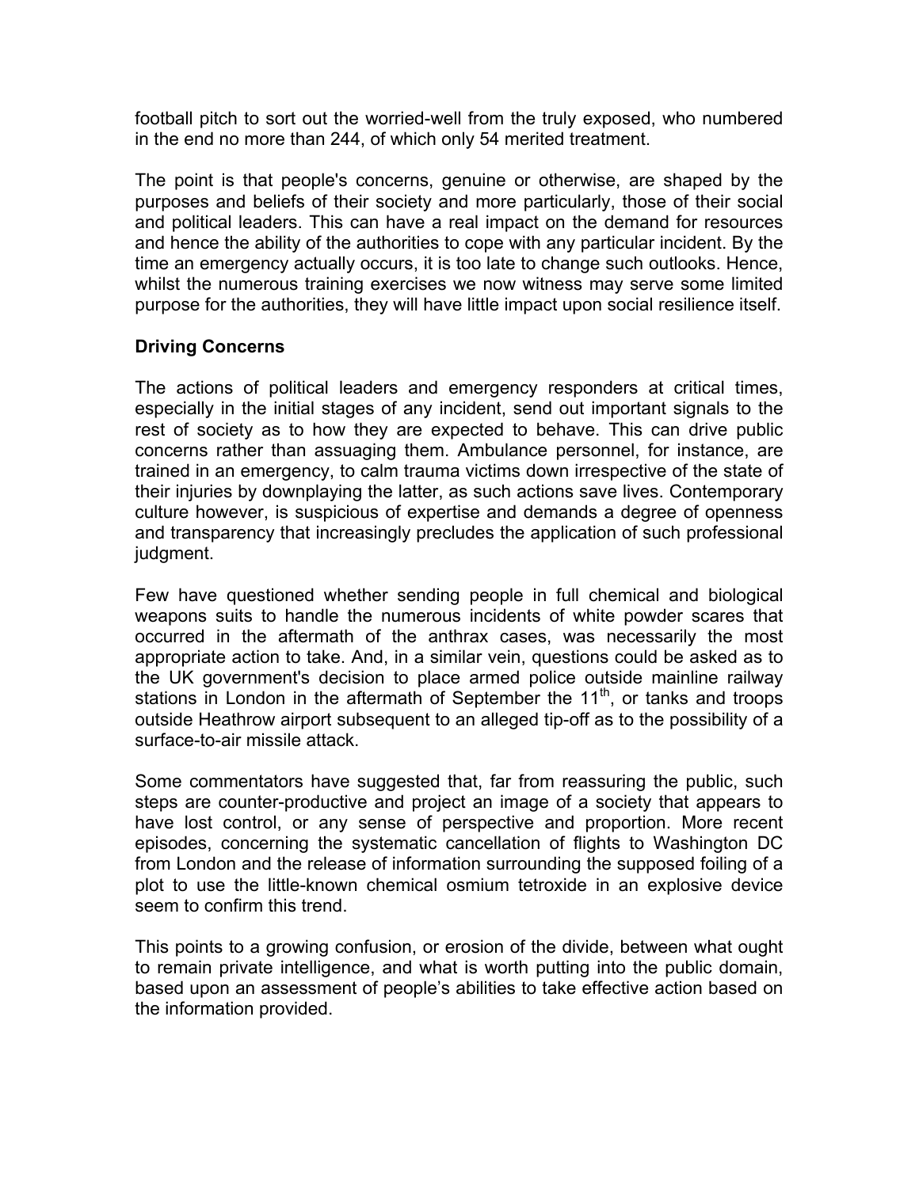football pitch to sort out the worried-well from the truly exposed, who numbered in the end no more than 244, of which only 54 merited treatment.

The point is that people's concerns, genuine or otherwise, are shaped by the purposes and beliefs of their society and more particularly, those of their social and political leaders. This can have a real impact on the demand for resources and hence the ability of the authorities to cope with any particular incident. By the time an emergency actually occurs, it is too late to change such outlooks. Hence, whilst the numerous training exercises we now witness may serve some limited purpose for the authorities, they will have little impact upon social resilience itself.

**Driving Concerns**

The actions of political leaders and emergency responders at critical times, especially in the initial stages of any incident, send out important signals to the rest of society as to how they are expected to behave. This can drive public concerns rather than assuaging them. Ambulance personnel, for instance, are trained in an emergency, to calm trauma victims down irrespective of the state of their injuries by downplaying the latter, as such actions save lives. Contemporary culture however, is suspicious of expertise and demands a degree of openness and transparency that increasingly precludes the application of such professional judgment.

Few have questioned whether sending people in full chemical and biological weapons suits to handle the numerous incidents of white powder scares that occurred in the aftermath of the anthrax cases, was necessarily the most appropriate action to take. And, in a similar vein, questions could be asked as to the UK government's decision to place armed police outside mainline railway stations in London in the aftermath of September the 11th, or tanks and troops outside Heathrow airport subsequent to an alleged tip-off as to the possibility of a surface-to-air missile attack.

Some commentators have suggested that, far from reassuring the public, such steps are counter-productive and project an image of a society that appears to have lost control, or any sense of perspective and proportion. More recent episodes, concerning the systematic cancellation of flights to Washington DC from London and the release of information surrounding the supposed foiling of a plot to use the little-known chemical osmium tetroxide in an explosive device seem to confirm this trend.

This points to a growing confusion, or erosion of the divide, between what ought to remain private intelligence, and what is worth putting into the public domain, based upon an assessment of people's abilities to take effective action based on the information provided.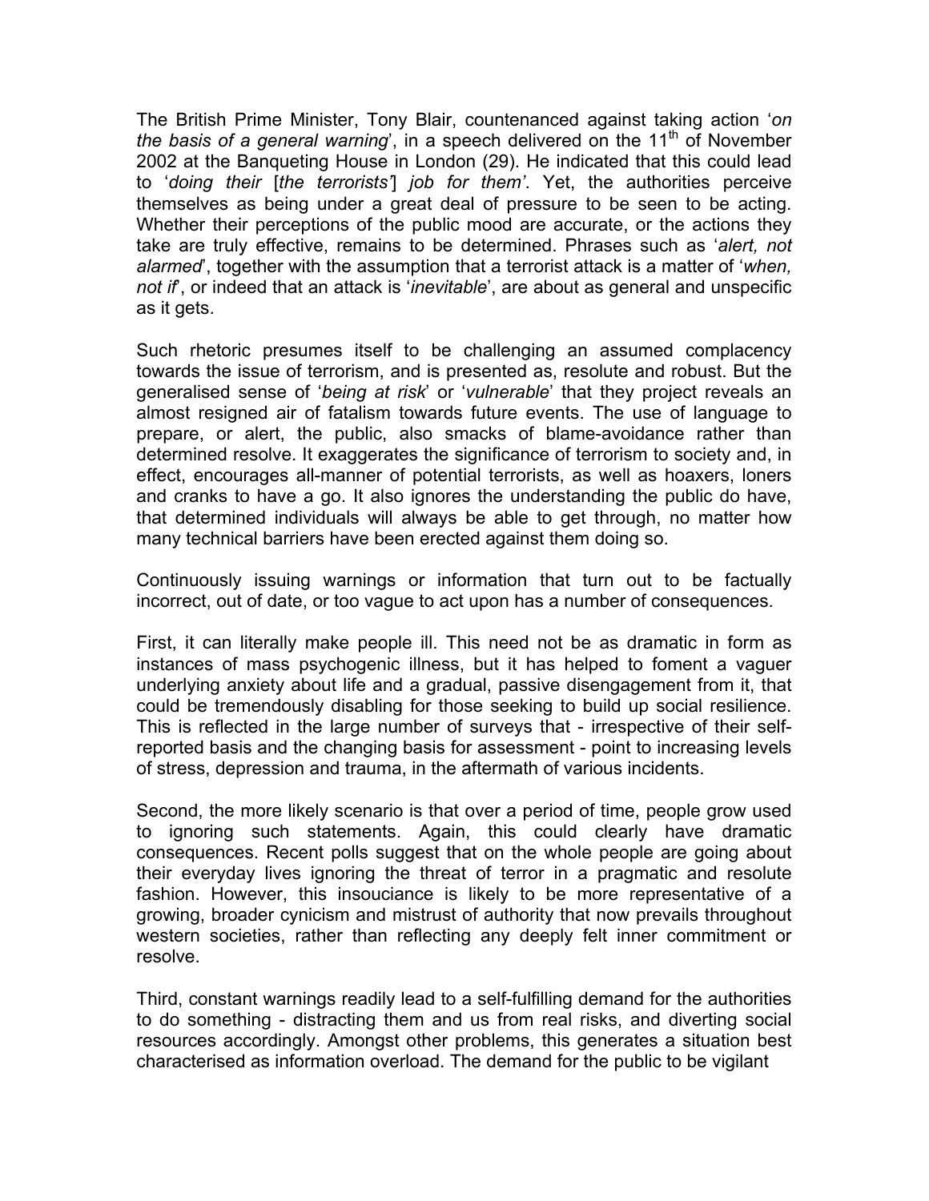The British Prime Minister, Tony Blair, countenanced against taking action '*on the basis of a general warning*', in a speech delivered on the 11th of November 2002 at the Banqueting House in London (29). He indicated that this could lead to '*doing their* [*the terrorists'*] *job for them'*. Yet, the authorities perceive themselves as being under a great deal of pressure to be seen to be acting. Whether their perceptions of the public mood are accurate, or the actions they take are truly effective, remains to be determined. Phrases such as '*alert, not alarmed*', together with the assumption that a terrorist attack is a matter of '*when, not if*', or indeed that an attack is '*inevitable*', are about as general and unspecific as it gets.

Such rhetoric presumes itself to be challenging an assumed complacency towards the issue of terrorism, and is presented as, resolute and robust. But the generalised sense of '*being at risk*' or '*vulnerable*' that they project reveals an almost resigned air of fatalism towards future events. The use of language to prepare, or alert, the public, also smacks of blame-avoidance rather than determined resolve. It exaggerates the significance of terrorism to society and, in effect, encourages all-manner of potential terrorists, as well as hoaxers, loners and cranks to have a go. It also ignores the understanding the public do have, that determined individuals will always be able to get through, no matter how many technical barriers have been erected against them doing so.

Continuously issuing warnings or information that turn out to be factually incorrect, out of date, or too vague to act upon has a number of consequences.

First, it can literally make people ill. This need not be as dramatic in form as instances of mass psychogenic illness, but it has helped to foment a vaguer underlying anxiety about life and a gradual, passive disengagement from it, that could be tremendously disabling for those seeking to build up social resilience. This is reflected in the large number of surveys that - irrespective of their self-reported basis and the changing basis for assessment - point to increasing levels of stress, depression and trauma, in the aftermath of various incidents.

Second, the more likely scenario is that over a period of time, people grow used to ignoring such statements. Again, this could clearly have dramatic consequences. Recent polls suggest that on the whole people are going about their everyday lives ignoring the threat of terror in a pragmatic and resolute fashion. However, this insouciance is likely to be more representative of a growing, broader cynicism and mistrust of authority that now prevails throughout western societies, rather than reflecting any deeply felt inner commitment or resolve.

Third, constant warnings readily lead to a self-fulfilling demand for the authorities to do something - distracting them and us from real risks, and diverting social resources accordingly. Amongst other problems, this generates a situation best characterised as information overload. The demand for the public to be vigilant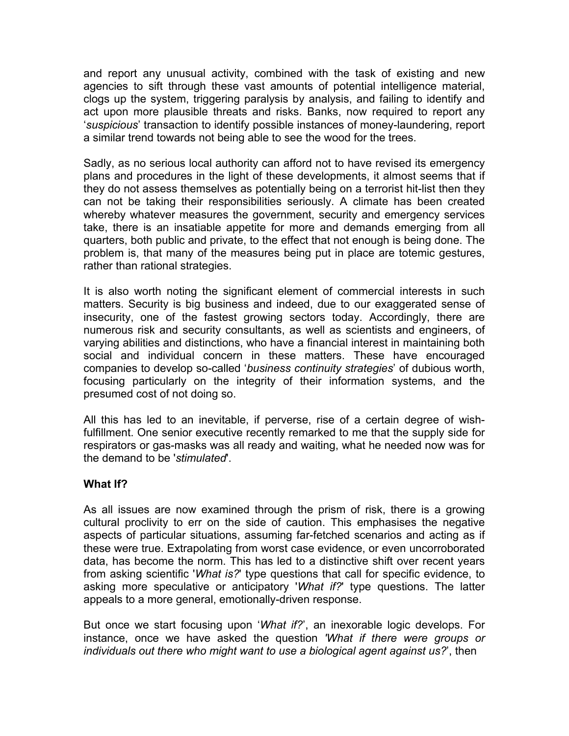and report any unusual activity, combined with the task of existing and new agencies to sift through these vast amounts of potential intelligence material, clogs up the system, triggering paralysis by analysis, and failing to identify and act upon more plausible threats and risks. Banks, now required to report any '*suspicious*' transaction to identify possible instances of money-laundering, report a similar trend towards not being able to see the wood for the trees.

Sadly, as no serious local authority can afford not to have revised its emergency plans and procedures in the light of these developments, it almost seems that if they do not assess themselves as potentially being on a terrorist hit-list then they can not be taking their responsibilities seriously. A climate has been created whereby whatever measures the government, security and emergency services take, there is an insatiable appetite for more and demands emerging from all quarters, both public and private, to the effect that not enough is being done. The problem is, that many of the measures being put in place are totemic gestures, rather than rational strategies.

It is also worth noting the significant element of commercial interests in such matters. Security is big business and indeed, due to our exaggerated sense of insecurity, one of the fastest growing sectors today. Accordingly, there are numerous risk and security consultants, as well as scientists and engineers, of varying abilities and distinctions, who have a financial interest in maintaining both social and individual concern in these matters. These have encouraged companies to develop so-called '*business continuity strategies*' of dubious worth, focusing particularly on the integrity of their information systems, and the presumed cost of not doing so.

All this has led to an inevitable, if perverse, rise of a certain degree of wish-fulfillment. One senior executive recently remarked to me that the supply side for respirators or gas-masks was all ready and waiting, what he needed now was for the demand to be '*stimulated*'.

**What If?**

As all issues are now examined through the prism of risk, there is a growing cultural proclivity to err on the side of caution. This emphasises the negative aspects of particular situations, assuming far-fetched scenarios and acting as if these were true. Extrapolating from worst case evidence, or even uncorroborated data, has become the norm. This has led to a distinctive shift over recent years from asking scientific '*What is?*' type questions that call for specific evidence, to asking more speculative or anticipatory '*What if?*' type questions. The latter appeals to a more general, emotionally-driven response.

But once we start focusing upon '*What if?*', an inexorable logic develops. For instance, once we have asked the question *'What if there were groups or individuals out there who might want to use a biological agent against us?*', then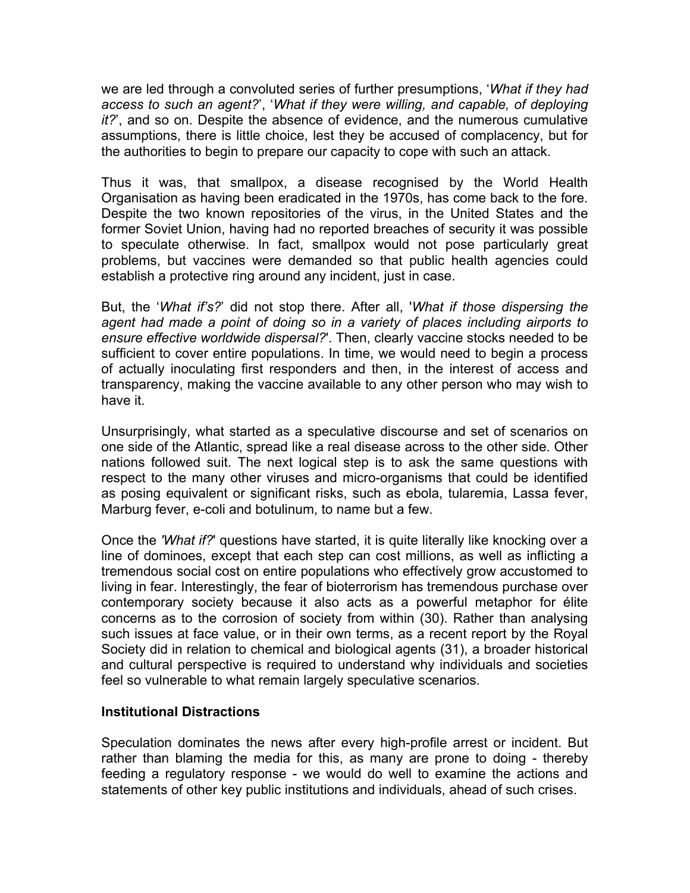we are led through a convoluted series of further presumptions, '*What if they had access to such an agent?*', '*What if they were willing, and capable, of deploying it?*', and so on. Despite the absence of evidence, and the numerous cumulative assumptions, there is little choice, lest they be accused of complacency, but for the authorities to begin to prepare our capacity to cope with such an attack.

Thus it was, that smallpox, a disease recognised by the World Health Organisation as having been eradicated in the 1970s, has come back to the fore. Despite the two known repositories of the virus, in the United States and the former Soviet Union, having had no reported breaches of security it was possible to speculate otherwise. In fact, smallpox would not pose particularly great problems, but vaccines were demanded so that public health agencies could establish a protective ring around any incident, just in case.

But, the '*What if's?*' did not stop there. After all, '*What if those dispersing the agent had made a point of doing so in a variety of places including airports to ensure effective worldwide dispersal?*'. Then, clearly vaccine stocks needed to be sufficient to cover entire populations. In time, we would need to begin a process of actually inoculating first responders and then, in the interest of access and transparency, making the vaccine available to any other person who may wish to have it.

Unsurprisingly, what started as a speculative discourse and set of scenarios on one side of the Atlantic, spread like a real disease across to the other side. Other nations followed suit. The next logical step is to ask the same questions with respect to the many other viruses and micro-organisms that could be identified as posing equivalent or significant risks, such as ebola, tularemia, Lassa fever, Marburg fever, e-coli and botulinum, to name but a few.

Once the '*What if?*' questions have started, it is quite literally like knocking over a line of dominoes, except that each step can cost millions, as well as inflicting a tremendous social cost on entire populations who effectively grow accustomed to living in fear. Interestingly, the fear of bioterrorism has tremendous purchase over contemporary society because it also acts as a powerful metaphor for élite concerns as to the corrosion of society from within (30). Rather than analysing such issues at face value, or in their own terms, as a recent report by the Royal Society did in relation to chemical and biological agents (31), a broader historical and cultural perspective is required to understand why individuals and societies feel so vulnerable to what remain largely speculative scenarios.

**Institutional Distractions**

Speculation dominates the news after every high-profile arrest or incident. But rather than blaming the media for this, as many are prone to doing - thereby feeding a regulatory response - we would do well to examine the actions and statements of other key public institutions and individuals, ahead of such crises.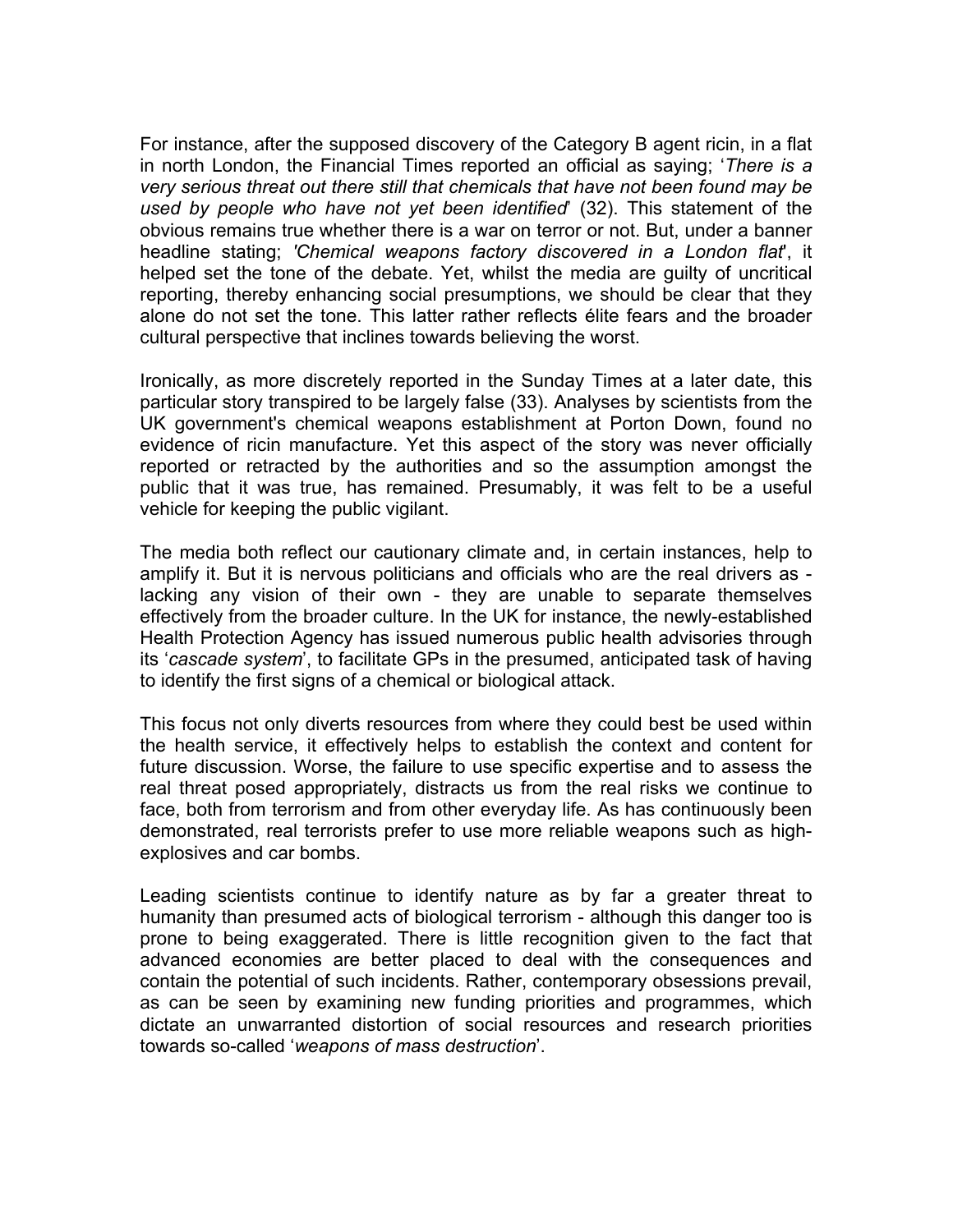For instance, after the supposed discovery of the Category B agent ricin, in a flat in north London, the Financial Times reported an official as saying; '*There is a very serious threat out there still that chemicals that have not been found may be used by people who have not yet been identified*' (32). This statement of the obvious remains true whether there is a war on terror or not. But, under a banner headline stating; *'Chemical weapons factory discovered in a London flat*', it helped set the tone of the debate. Yet, whilst the media are guilty of uncritical reporting, thereby enhancing social presumptions, we should be clear that they alone do not set the tone. This latter rather reflects élite fears and the broader cultural perspective that inclines towards believing the worst.

Ironically, as more discretely reported in the Sunday Times at a later date, this particular story transpired to be largely false (33). Analyses by scientists from the UK government's chemical weapons establishment at Porton Down, found no evidence of ricin manufacture. Yet this aspect of the story was never officially reported or retracted by the authorities and so the assumption amongst the public that it was true, has remained. Presumably, it was felt to be a useful vehicle for keeping the public vigilant.

The media both reflect our cautionary climate and, in certain instances, help to amplify it. But it is nervous politicians and officials who are the real drivers as - lacking any vision of their own - they are unable to separate themselves effectively from the broader culture. In the UK for instance, the newly-established Health Protection Agency has issued numerous public health advisories through its '*cascade system*', to facilitate GPs in the presumed, anticipated task of having to identify the first signs of a chemical or biological attack.

This focus not only diverts resources from where they could best be used within the health service, it effectively helps to establish the context and content for future discussion. Worse, the failure to use specific expertise and to assess the real threat posed appropriately, distracts us from the real risks we continue to face, both from terrorism and from other everyday life. As has continuously been demonstrated, real terrorists prefer to use more reliable weapons such as high-explosives and car bombs.

Leading scientists continue to identify nature as by far a greater threat to humanity than presumed acts of biological terrorism - although this danger too is prone to being exaggerated. There is little recognition given to the fact that advanced economies are better placed to deal with the consequences and contain the potential of such incidents. Rather, contemporary obsessions prevail, as can be seen by examining new funding priorities and programmes, which dictate an unwarranted distortion of social resources and research priorities towards so-called '*weapons of mass destruction*'.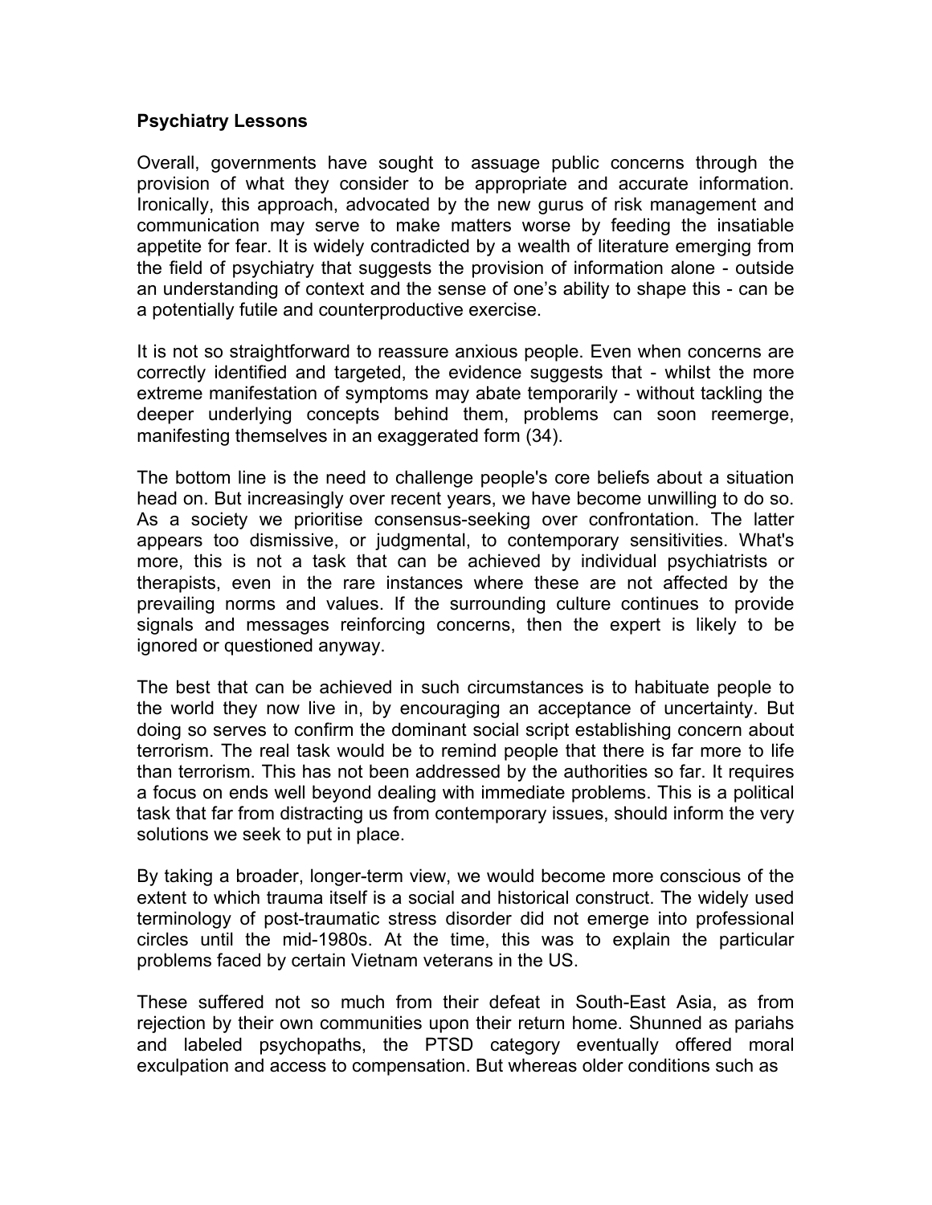**Psychiatry Lessons**

Overall, governments have sought to assuage public concerns through the provision of what they consider to be appropriate and accurate information. Ironically, this approach, advocated by the new gurus of risk management and communication may serve to make matters worse by feeding the insatiable appetite for fear. It is widely contradicted by a wealth of literature emerging from the field of psychiatry that suggests the provision of information alone - outside an understanding of context and the sense of one's ability to shape this - can be a potentially futile and counterproductive exercise.

It is not so straightforward to reassure anxious people. Even when concerns are correctly identified and targeted, the evidence suggests that - whilst the more extreme manifestation of symptoms may abate temporarily - without tackling the deeper underlying concepts behind them, problems can soon reemerge, manifesting themselves in an exaggerated form (34).

The bottom line is the need to challenge people's core beliefs about a situation head on. But increasingly over recent years, we have become unwilling to do so. As a society we prioritise consensus-seeking over confrontation. The latter appears too dismissive, or judgmental, to contemporary sensitivities. What's more, this is not a task that can be achieved by individual psychiatrists or therapists, even in the rare instances where these are not affected by the prevailing norms and values. If the surrounding culture continues to provide signals and messages reinforcing concerns, then the expert is likely to be ignored or questioned anyway.

The best that can be achieved in such circumstances is to habituate people to the world they now live in, by encouraging an acceptance of uncertainty. But doing so serves to confirm the dominant social script establishing concern about terrorism. The real task would be to remind people that there is far more to life than terrorism. This has not been addressed by the authorities so far. It requires a focus on ends well beyond dealing with immediate problems. This is a political task that far from distracting us from contemporary issues, should inform the very solutions we seek to put in place.

By taking a broader, longer-term view, we would become more conscious of the extent to which trauma itself is a social and historical construct. The widely used terminology of post-traumatic stress disorder did not emerge into professional circles until the mid-1980s. At the time, this was to explain the particular problems faced by certain Vietnam veterans in the US.

These suffered not so much from their defeat in South-East Asia, as from rejection by their own communities upon their return home. Shunned as pariahs and labeled psychopaths, the PTSD category eventually offered moral exculpation and access to compensation. But whereas older conditions such as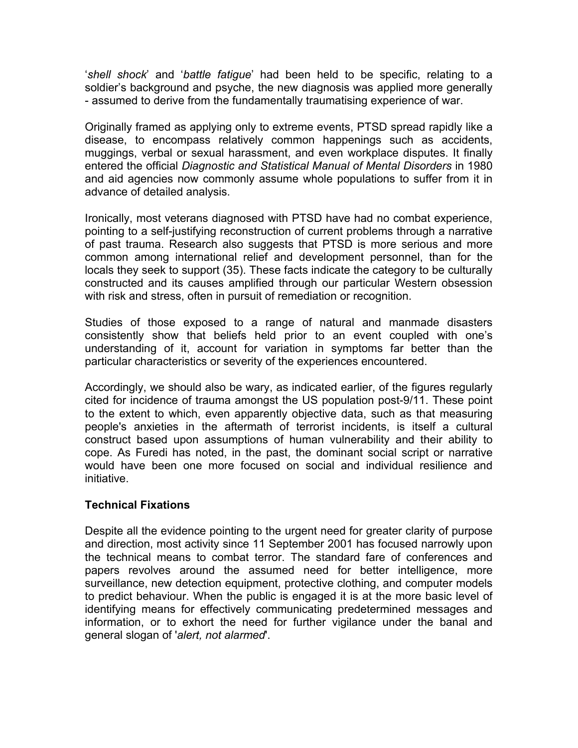'*shell shock*' and '*battle fatigue*' had been held to be specific, relating to a soldier's background and psyche, the new diagnosis was applied more generally - assumed to derive from the fundamentally traumatising experience of war.

Originally framed as applying only to extreme events, PTSD spread rapidly like a disease, to encompass relatively common happenings such as accidents, muggings, verbal or sexual harassment, and even workplace disputes. It finally entered the official *Diagnostic and Statistical Manual of Mental Disorders* in 1980 and aid agencies now commonly assume whole populations to suffer from it in advance of detailed analysis.

Ironically, most veterans diagnosed with PTSD have had no combat experience, pointing to a self-justifying reconstruction of current problems through a narrative of past trauma. Research also suggests that PTSD is more serious and more common among international relief and development personnel, than for the locals they seek to support (35). These facts indicate the category to be culturally constructed and its causes amplified through our particular Western obsession with risk and stress, often in pursuit of remediation or recognition.

Studies of those exposed to a range of natural and manmade disasters consistently show that beliefs held prior to an event coupled with one's understanding of it, account for variation in symptoms far better than the particular characteristics or severity of the experiences encountered.

Accordingly, we should also be wary, as indicated earlier, of the figures regularly cited for incidence of trauma amongst the US population post-9/11. These point to the extent to which, even apparently objective data, such as that measuring people's anxieties in the aftermath of terrorist incidents, is itself a cultural construct based upon assumptions of human vulnerability and their ability to cope. As Furedi has noted, in the past, the dominant social script or narrative would have been one more focused on social and individual resilience and initiative.

### Technical Fixations

Despite all the evidence pointing to the urgent need for greater clarity of purpose and direction, most activity since 11 September 2001 has focused narrowly upon the technical means to combat terror. The standard fare of conferences and papers revolves around the assumed need for better intelligence, more surveillance, new detection equipment, protective clothing, and computer models to predict behaviour. When the public is engaged it is at the more basic level of identifying means for effectively communicating predetermined messages and information, or to exhort the need for further vigilance under the banal and general slogan of '*alert, not alarmed*'.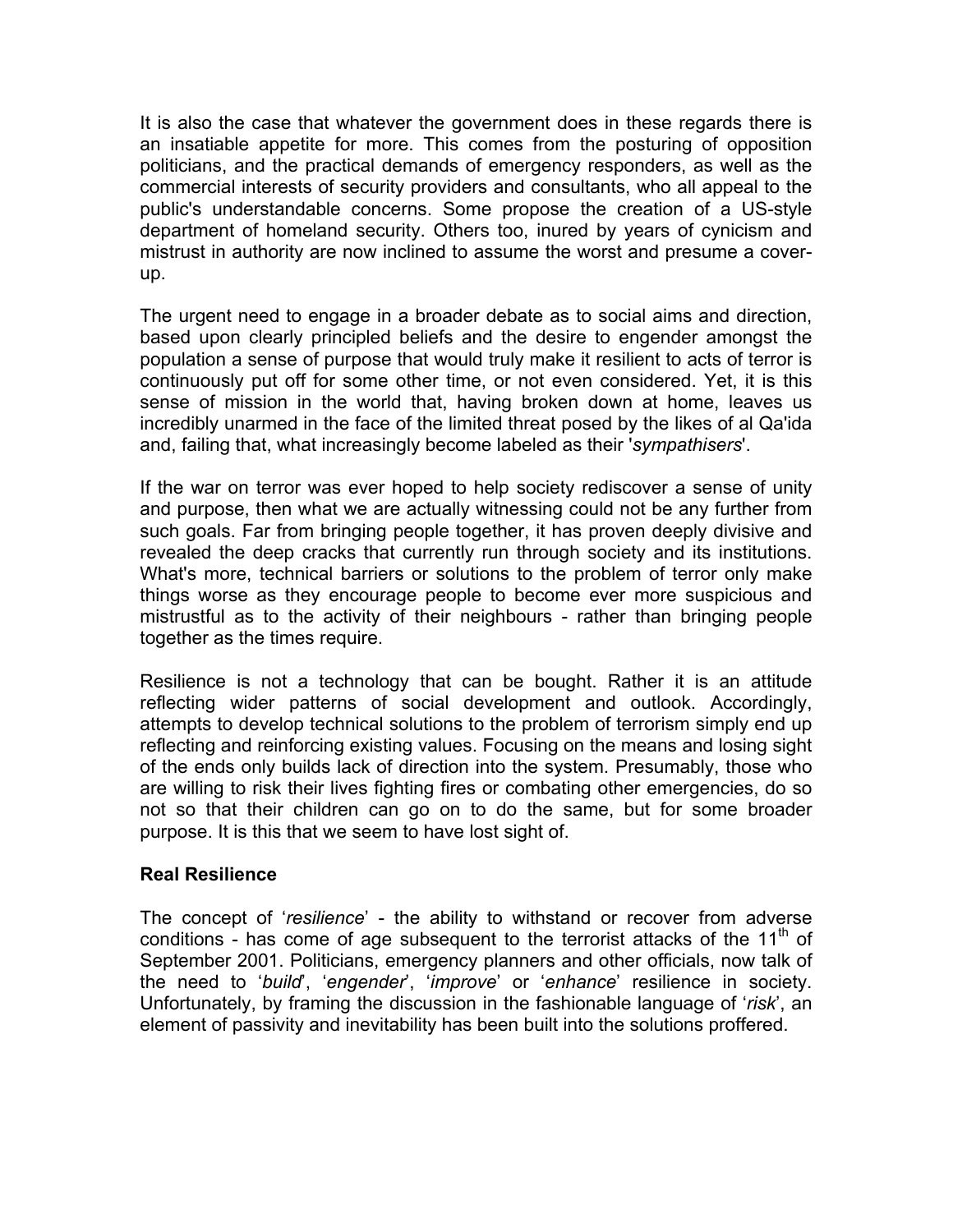It is also the case that whatever the government does in these regards there is an insatiable appetite for more. This comes from the posturing of opposition politicians, and the practical demands of emergency responders, as well as the commercial interests of security providers and consultants, who all appeal to the public's understandable concerns. Some propose the creation of a US-style department of homeland security. Others too, inured by years of cynicism and mistrust in authority are now inclined to assume the worst and presume a cover-up.

The urgent need to engage in a broader debate as to social aims and direction, based upon clearly principled beliefs and the desire to engender amongst the population a sense of purpose that would truly make it resilient to acts of terror is continuously put off for some other time, or not even considered. Yet, it is this sense of mission in the world that, having broken down at home, leaves us incredibly unarmed in the face of the limited threat posed by the likes of al Qa'ida and, failing that, what increasingly become labeled as their '*sympathisers*'.

If the war on terror was ever hoped to help society rediscover a sense of unity and purpose, then what we are actually witnessing could not be any further from such goals. Far from bringing people together, it has proven deeply divisive and revealed the deep cracks that currently run through society and its institutions. What's more, technical barriers or solutions to the problem of terror only make things worse as they encourage people to become ever more suspicious and mistrustful as to the activity of their neighbours - rather than bringing people together as the times require.

Resilience is not a technology that can be bought. Rather it is an attitude reflecting wider patterns of social development and outlook. Accordingly, attempts to develop technical solutions to the problem of terrorism simply end up reflecting and reinforcing existing values. Focusing on the means and losing sight of the ends only builds lack of direction into the system. Presumably, those who are willing to risk their lives fighting fires or combating other emergencies, do so not so that their children can go on to do the same, but for some broader purpose. It is this that we seem to have lost sight of.

**Real Resilience**

The concept of '*resilience*' - the ability to withstand or recover from adverse conditions - has come of age subsequent to the terrorist attacks of the 11th of September 2001. Politicians, emergency planners and other officials, now talk of the need to '*build*', '*engender*', '*improve*' or '*enhance*' resilience in society. Unfortunately, by framing the discussion in the fashionable language of '*risk*', an element of passivity and inevitability has been built into the solutions proffered.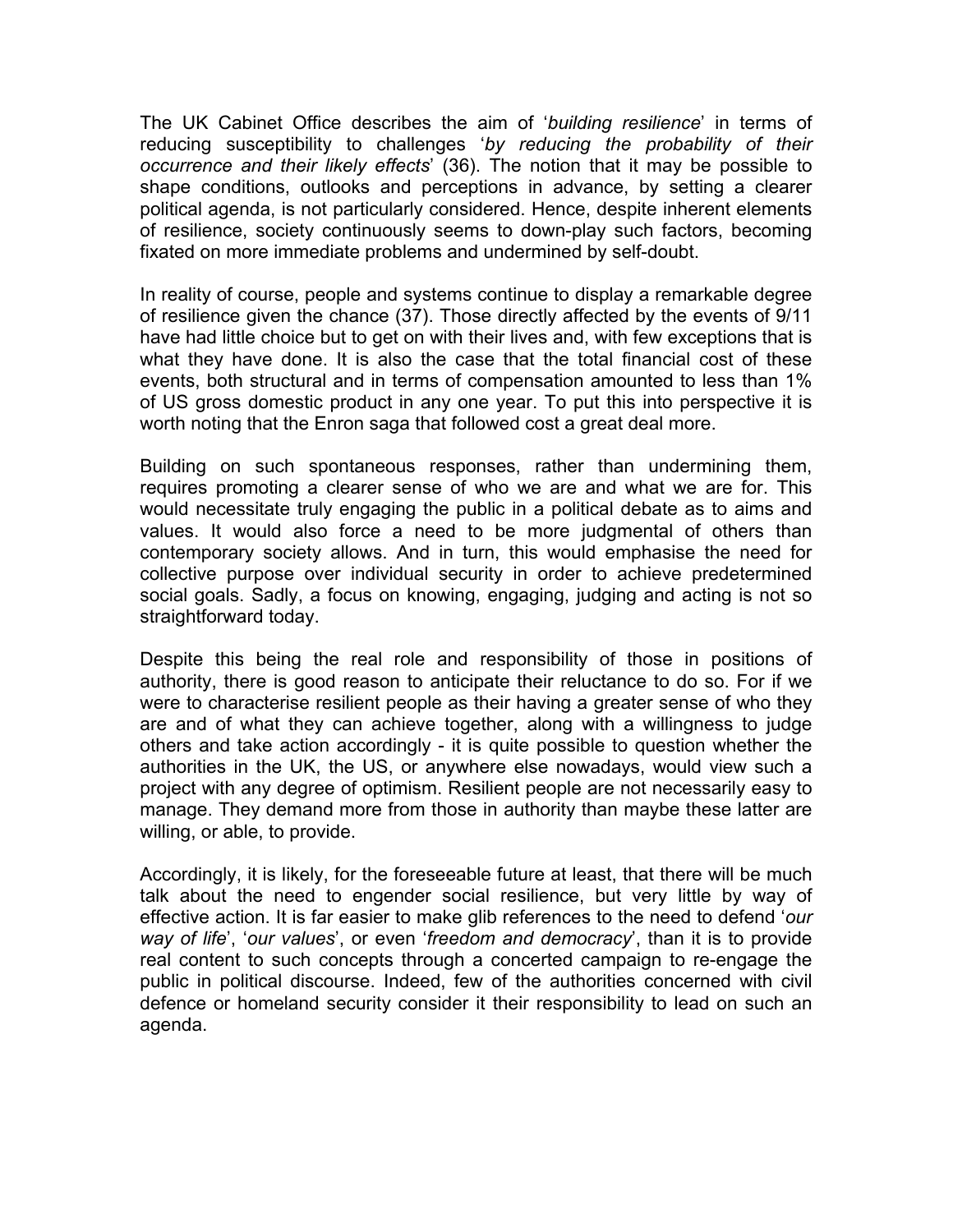The UK Cabinet Office describes the aim of '*building resilience*' in terms of reducing susceptibility to challenges '*by reducing the probability of their occurrence and their likely effects*' (36). The notion that it may be possible to shape conditions, outlooks and perceptions in advance, by setting a clearer political agenda, is not particularly considered. Hence, despite inherent elements of resilience, society continuously seems to down-play such factors, becoming fixated on more immediate problems and undermined by self-doubt.

In reality of course, people and systems continue to display a remarkable degree of resilience given the chance (37). Those directly affected by the events of 9/11 have had little choice but to get on with their lives and, with few exceptions that is what they have done. It is also the case that the total financial cost of these events, both structural and in terms of compensation amounted to less than 1% of US gross domestic product in any one year. To put this into perspective it is worth noting that the Enron saga that followed cost a great deal more.

Building on such spontaneous responses, rather than undermining them, requires promoting a clearer sense of who we are and what we are for. This would necessitate truly engaging the public in a political debate as to aims and values. It would also force a need to be more judgmental of others than contemporary society allows. And in turn, this would emphasise the need for collective purpose over individual security in order to achieve predetermined social goals. Sadly, a focus on knowing, engaging, judging and acting is not so straightforward today.

Despite this being the real role and responsibility of those in positions of authority, there is good reason to anticipate their reluctance to do so. For if we were to characterise resilient people as their having a greater sense of who they are and of what they can achieve together, along with a willingness to judge others and take action accordingly - it is quite possible to question whether the authorities in the UK, the US, or anywhere else nowadays, would view such a project with any degree of optimism. Resilient people are not necessarily easy to manage. They demand more from those in authority than maybe these latter are willing, or able, to provide.

Accordingly, it is likely, for the foreseeable future at least, that there will be much talk about the need to engender social resilience, but very little by way of effective action. It is far easier to make glib references to the need to defend '*our way of life*', '*our values*', or even '*freedom and democracy*', than it is to provide real content to such concepts through a concerted campaign to re-engage the public in political discourse. Indeed, few of the authorities concerned with civil defence or homeland security consider it their responsibility to lead on such an agenda.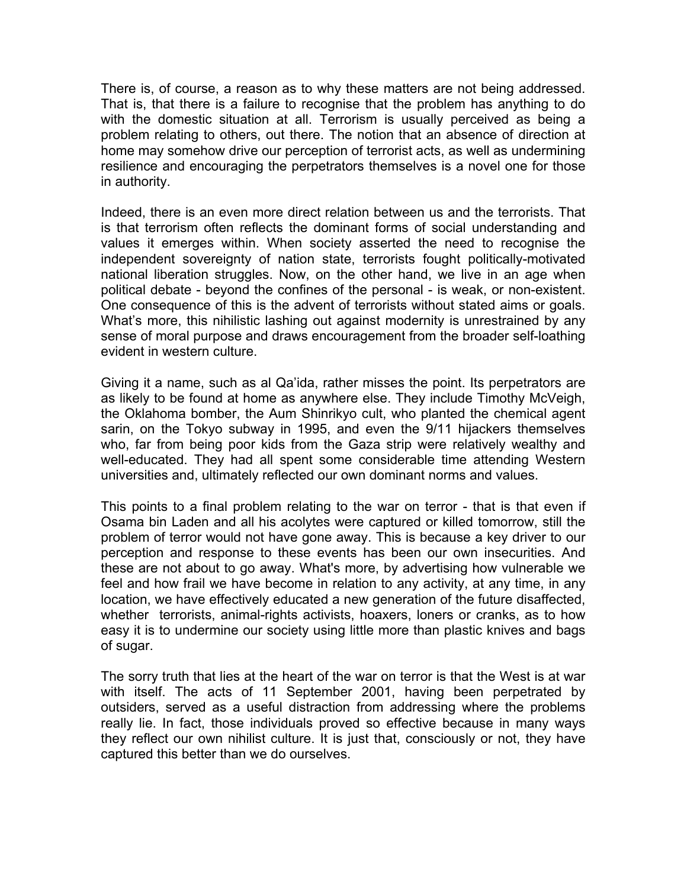There is, of course, a reason as to why these matters are not being addressed. That is, that there is a failure to recognise that the problem has anything to do with the domestic situation at all. Terrorism is usually perceived as being a problem relating to others, out there. The notion that an absence of direction at home may somehow drive our perception of terrorist acts, as well as undermining resilience and encouraging the perpetrators themselves is a novel one for those in authority.

Indeed, there is an even more direct relation between us and the terrorists. That is that terrorism often reflects the dominant forms of social understanding and values it emerges within. When society asserted the need to recognise the independent sovereignty of nation state, terrorists fought politically-motivated national liberation struggles. Now, on the other hand, we live in an age when political debate - beyond the confines of the personal - is weak, or non-existent. One consequence of this is the advent of terrorists without stated aims or goals. What's more, this nihilistic lashing out against modernity is unrestrained by any sense of moral purpose and draws encouragement from the broader self-loathing evident in western culture.

Giving it a name, such as al Qa'ida, rather misses the point. Its perpetrators are as likely to be found at home as anywhere else. They include Timothy McVeigh, the Oklahoma bomber, the Aum Shinrikyo cult, who planted the chemical agent sarin, on the Tokyo subway in 1995, and even the 9/11 hijackers themselves who, far from being poor kids from the Gaza strip were relatively wealthy and well-educated. They had all spent some considerable time attending Western universities and, ultimately reflected our own dominant norms and values.

This points to a final problem relating to the war on terror - that is that even if Osama bin Laden and all his acolytes were captured or killed tomorrow, still the problem of terror would not have gone away. This is because a key driver to our perception and response to these events has been our own insecurities. And these are not about to go away. What's more, by advertising how vulnerable we feel and how frail we have become in relation to any activity, at any time, in any location, we have effectively educated a new generation of the future disaffected, whether terrorists, animal-rights activists, hoaxers, loners or cranks, as to how easy it is to undermine our society using little more than plastic knives and bags of sugar.

The sorry truth that lies at the heart of the war on terror is that the West is at war with itself. The acts of 11 September 2001, having been perpetrated by outsiders, served as a useful distraction from addressing where the problems really lie. In fact, those individuals proved so effective because in many ways they reflect our own nihilist culture. It is just that, consciously or not, they have captured this better than we do ourselves.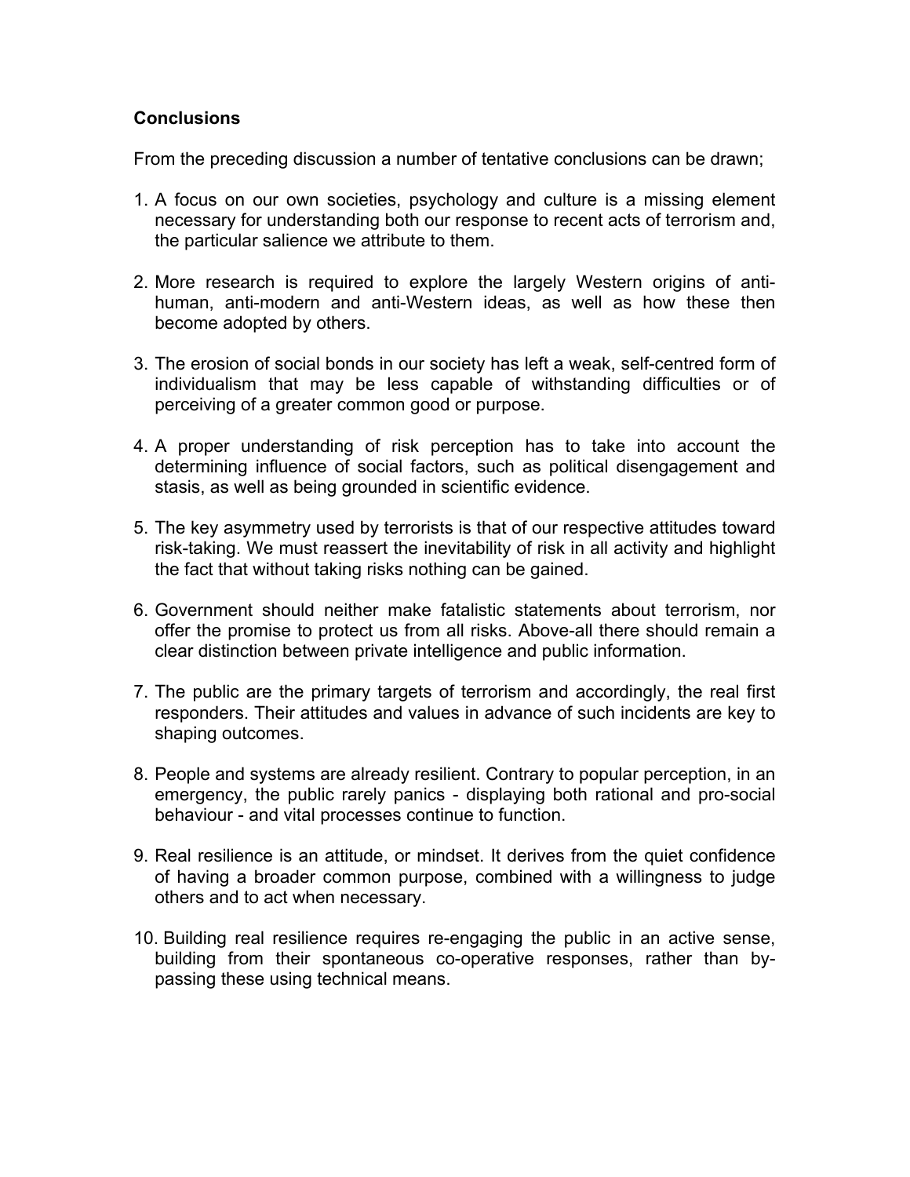**Conclusions**

From the preceding discussion a number of tentative conclusions can be drawn;

1. A focus on our own societies, psychology and culture is a missing element necessary for understanding both our response to recent acts of terrorism and, the particular salience we attribute to them.

2. More research is required to explore the largely Western origins of anti-human, anti-modern and anti-Western ideas, as well as how these then become adopted by others.

3. The erosion of social bonds in our society has left a weak, self-centred form of individualism that may be less capable of withstanding difficulties or of perceiving of a greater common good or purpose.

4. A proper understanding of risk perception has to take into account the determining influence of social factors, such as political disengagement and stasis, as well as being grounded in scientific evidence.

5. The key asymmetry used by terrorists is that of our respective attitudes toward risk-taking. We must reassert the inevitability of risk in all activity and highlight the fact that without taking risks nothing can be gained.

6. Government should neither make fatalistic statements about terrorism, nor offer the promise to protect us from all risks. Above-all there should remain a clear distinction between private intelligence and public information.

7. The public are the primary targets of terrorism and accordingly, the real first responders. Their attitudes and values in advance of such incidents are key to shaping outcomes.

8. People and systems are already resilient. Contrary to popular perception, in an emergency, the public rarely panics - displaying both rational and pro-social behaviour - and vital processes continue to function.

9. Real resilience is an attitude, or mindset. It derives from the quiet confidence of having a broader common purpose, combined with a willingness to judge others and to act when necessary.

10. Building real resilience requires re-engaging the public in an active sense, building from their spontaneous co-operative responses, rather than by-passing these using technical means.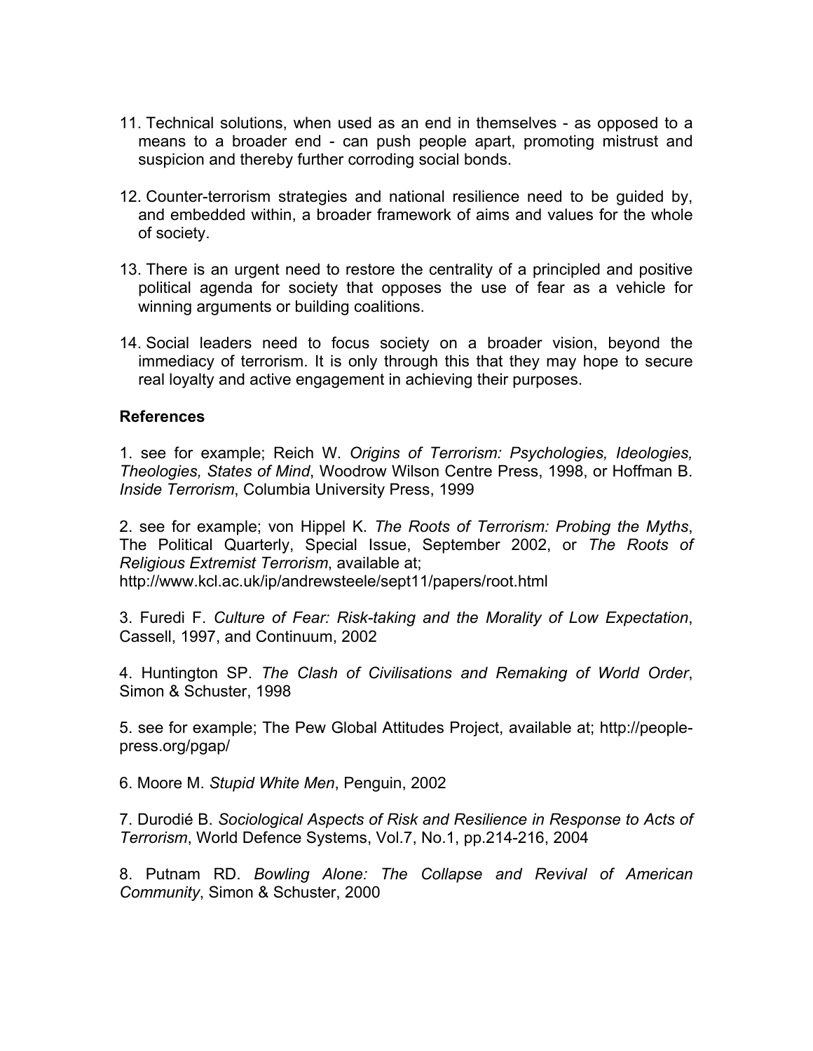11. Technical solutions, when used as an end in themselves - as opposed to a means to a broader end - can push people apart, promoting mistrust and suspicion and thereby further corroding social bonds.

12. Counter-terrorism strategies and national resilience need to be guided by, and embedded within, a broader framework of aims and values for the whole of society.

13. There is an urgent need to restore the centrality of a principled and positive political agenda for society that opposes the use of fear as a vehicle for winning arguments or building coalitions.

14. Social leaders need to focus society on a broader vision, beyond the immediacy of terrorism. It is only through this that they may hope to secure real loyalty and active engagement in achieving their purposes.

**References**

1. see for example; Reich W. *Origins of Terrorism: Psychologies, Ideologies, Theologies, States of Mind*, Woodrow Wilson Centre Press, 1998, or Hoffman B. *Inside Terrorism*, Columbia University Press, 1999

2. see for example; von Hippel K. *The Roots of Terrorism: Probing the Myths*, The Political Quarterly, Special Issue, September 2002, or *The Roots of Religious Extremist Terrorism*, available at; http://www.kcl.ac.uk/ip/andrewsteele/sept11/papers/root.html

3. Furedi F. *Culture of Fear: Risk-taking and the Morality of Low Expectation*, Cassell, 1997, and Continuum, 2002

4. Huntington SP. *The Clash of Civilisations and Remaking of World Order*, Simon & Schuster, 1998

5. see for example; The Pew Global Attitudes Project, available at; http://people-press.org/pgap/

6. Moore M. *Stupid White Men*, Penguin, 2002

7. Durodié B. *Sociological Aspects of Risk and Resilience in Response to Acts of Terrorism*, World Defence Systems, Vol.7, No.1, pp.214-216, 2004

8. Putnam RD. *Bowling Alone: The Collapse and Revival of American Community*, Simon & Schuster, 2000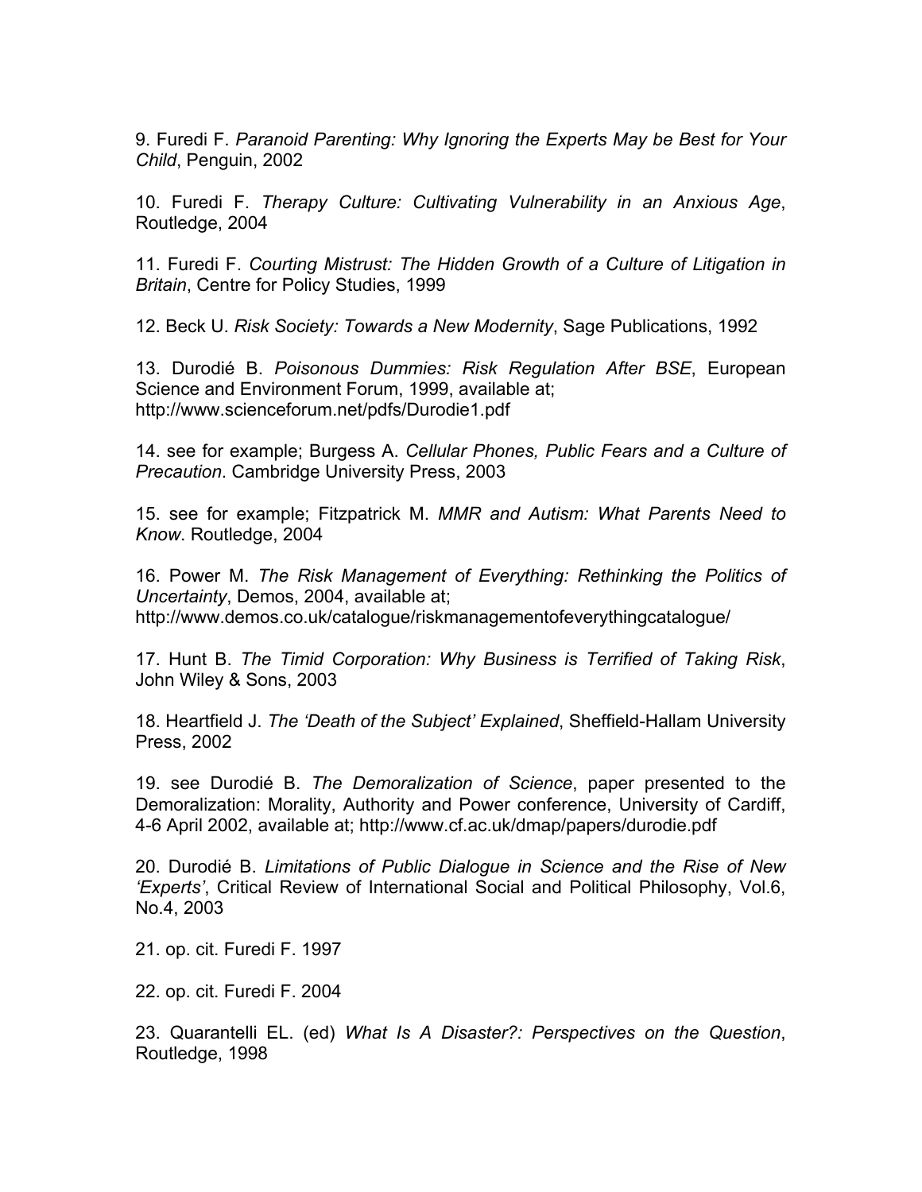9. Furedi F. *Paranoid Parenting: Why Ignoring the Experts May be Best for Your Child*, Penguin, 2002

10. Furedi F. *Therapy Culture: Cultivating Vulnerability in an Anxious Age*, Routledge, 2004

11. Furedi F. *Courting Mistrust: The Hidden Growth of a Culture of Litigation in Britain*, Centre for Policy Studies, 1999

12. Beck U. *Risk Society: Towards a New Modernity*, Sage Publications, 1992

13. Durodié B. *Poisonous Dummies: Risk Regulation After BSE*, European Science and Environment Forum, 1999, available at; http://www.scienceforum.net/pdfs/Durodie1.pdf

14. see for example; Burgess A. *Cellular Phones, Public Fears and a Culture of Precaution*. Cambridge University Press, 2003

15. see for example; Fitzpatrick M. *MMR and Autism: What Parents Need to Know*. Routledge, 2004

16. Power M. *The Risk Management of Everything: Rethinking the Politics of Uncertainty*, Demos, 2004, available at; http://www.demos.co.uk/catalogue/riskmanagementofeverythingcatalogue/

17. Hunt B. *The Timid Corporation: Why Business is Terrified of Taking Risk*, John Wiley & Sons, 2003

18. Heartfield J. *The 'Death of the Subject' Explained*, Sheffield-Hallam University Press, 2002

19. see Durodié B. *The Demoralization of Science*, paper presented to the Demoralization: Morality, Authority and Power conference, University of Cardiff, 4-6 April 2002, available at; http://www.cf.ac.uk/dmap/papers/durodie.pdf

20. Durodié B. *Limitations of Public Dialogue in Science and the Rise of New 'Experts'*, Critical Review of International Social and Political Philosophy, Vol.6, No.4, 2003

21. op. cit. Furedi F. 1997

22. op. cit. Furedi F. 2004

23. Quarantelli EL. (ed) *What Is A Disaster?: Perspectives on the Question*, Routledge, 1998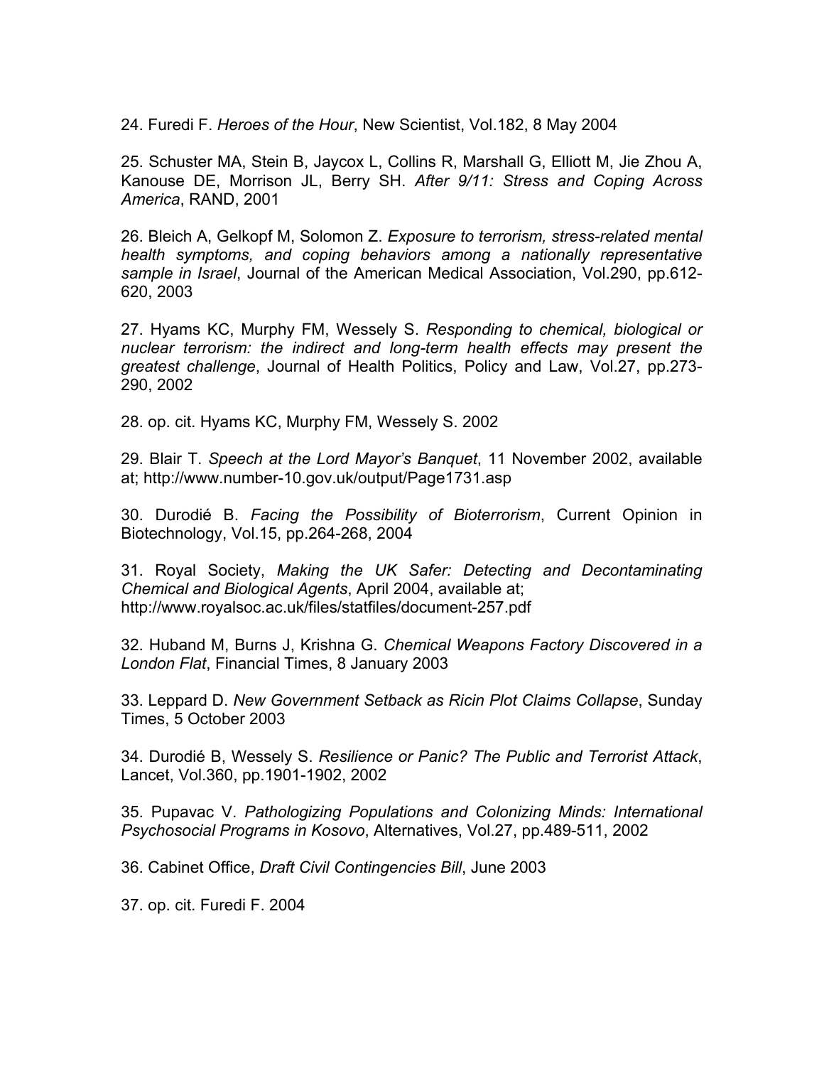24. Furedi F. *Heroes of the Hour*, New Scientist, Vol.182, 8 May 2004

25. Schuster MA, Stein B, Jaycox L, Collins R, Marshall G, Elliott M, Jie Zhou A, Kanouse DE, Morrison JL, Berry SH. *After 9/11: Stress and Coping Across America*, RAND, 2001

26. Bleich A, Gelkopf M, Solomon Z. *Exposure to terrorism, stress-related mental health symptoms, and coping behaviors among a nationally representative sample in Israel*, Journal of the American Medical Association, Vol.290, pp.612-620, 2003

27. Hyams KC, Murphy FM, Wessely S. *Responding to chemical, biological or nuclear terrorism: the indirect and long-term health effects may present the greatest challenge*, Journal of Health Politics, Policy and Law, Vol.27, pp.273-290, 2002

28. op. cit. Hyams KC, Murphy FM, Wessely S. 2002

29. Blair T. *Speech at the Lord Mayor's Banquet*, 11 November 2002, available at; http://www.number-10.gov.uk/output/Page1731.asp

30. Durodié B. *Facing the Possibility of Bioterrorism*, Current Opinion in Biotechnology, Vol.15, pp.264-268, 2004

31. Royal Society, *Making the UK Safer: Detecting and Decontaminating Chemical and Biological Agents*, April 2004, available at; http://www.royalsoc.ac.uk/files/statfiles/document-257.pdf

32. Huband M, Burns J, Krishna G. *Chemical Weapons Factory Discovered in a London Flat*, Financial Times, 8 January 2003

33. Leppard D. *New Government Setback as Ricin Plot Claims Collapse*, Sunday Times, 5 October 2003

34. Durodié B, Wessely S. *Resilience or Panic? The Public and Terrorist Attack*, Lancet, Vol.360, pp.1901-1902, 2002

35. Pupavac V. *Pathologizing Populations and Colonizing Minds: International Psychosocial Programs in Kosovo*, Alternatives, Vol.27, pp.489-511, 2002

36. Cabinet Office, *Draft Civil Contingencies Bill*, June 2003

37. op. cit. Furedi F. 2004